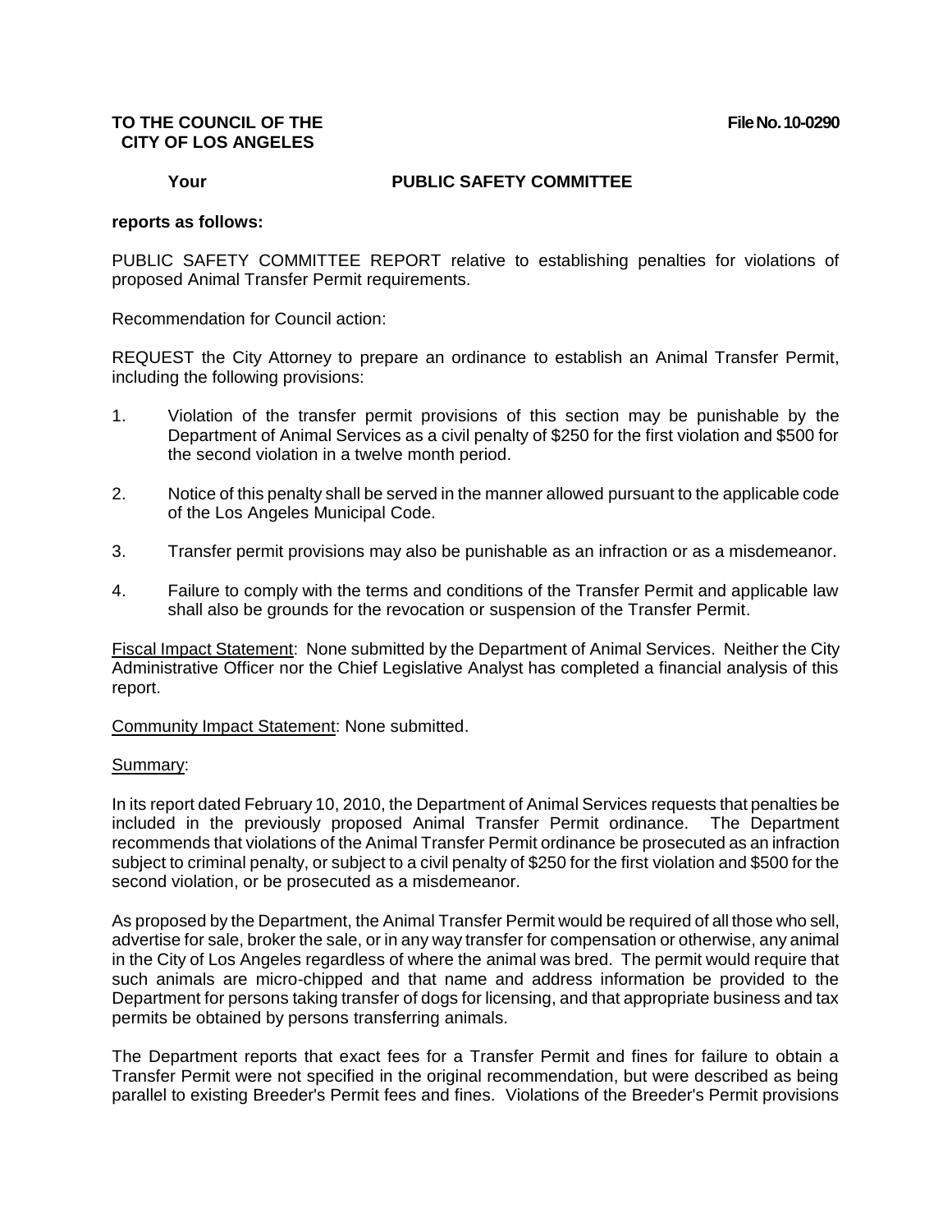**TO THE COUNCIL OF THE CITY OF LOS ANGELES** **File No. 10-0290**

**Your PUBLIC SAFETY COMMITTEE**

**reports as follows:**

PUBLIC SAFETY COMMITTEE REPORT relative to establishing penalties for violations of proposed Animal Transfer Permit requirements.

Recommendation for Council action:

REQUEST the City Attorney to prepare an ordinance to establish an Animal Transfer Permit, including the following provisions:

1. Violation of the transfer permit provisions of this section may be punishable by the Department of Animal Services as a civil penalty of $250 for the first violation and $500 for the second violation in a twelve month period.

2. Notice of this penalty shall be served in the manner allowed pursuant to the applicable code of the Los Angeles Municipal Code.

3. Transfer permit provisions may also be punishable as an infraction or as a misdemeanor.

4. Failure to comply with the terms and conditions of the Transfer Permit and applicable law shall also be grounds for the revocation or suspension of the Transfer Permit.

Fiscal Impact Statement: None submitted by the Department of Animal Services. Neither the City Administrative Officer nor the Chief Legislative Analyst has completed a financial analysis of this report.

Community Impact Statement: None submitted.

Summary:

In its report dated February 10, 2010, the Department of Animal Services requests that penalties be included in the previously proposed Animal Transfer Permit ordinance. The Department recommends that violations of the Animal Transfer Permit ordinance be prosecuted as an infraction subject to criminal penalty, or subject to a civil penalty of $250 for the first violation and $500 for the second violation, or be prosecuted as a misdemeanor.

As proposed by the Department, the Animal Transfer Permit would be required of all those who sell, advertise for sale, broker the sale, or in any way transfer for compensation or otherwise, any animal in the City of Los Angeles regardless of where the animal was bred. The permit would require that such animals are micro-chipped and that name and address information be provided to the Department for persons taking transfer of dogs for licensing, and that appropriate business and tax permits be obtained by persons transferring animals.

The Department reports that exact fees for a Transfer Permit and fines for failure to obtain a Transfer Permit were not specified in the original recommendation, but were described as being parallel to existing Breeder's Permit fees and fines. Violations of the Breeder's Permit provisions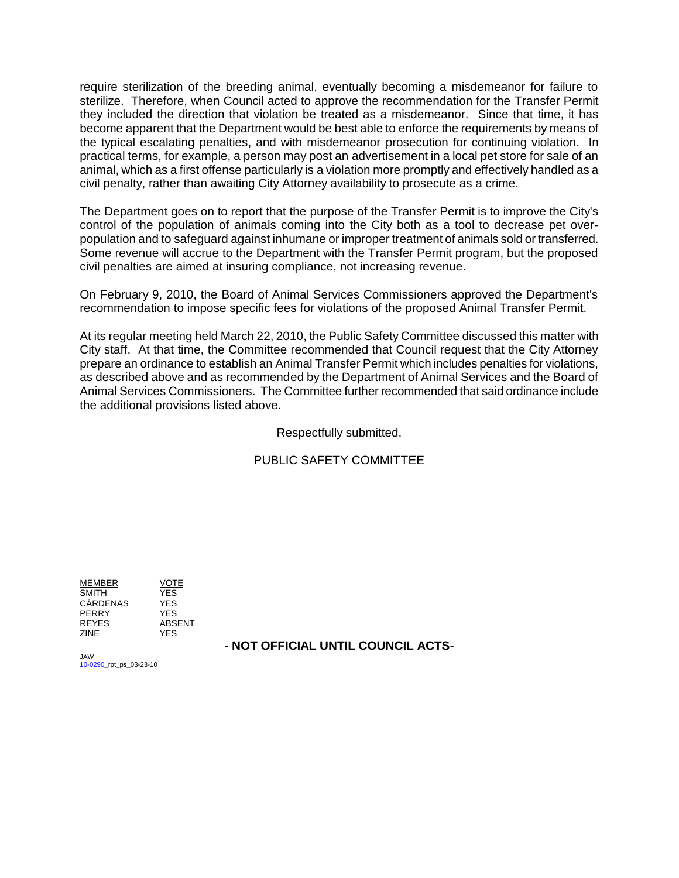require sterilization of the breeding animal, eventually becoming a misdemeanor for failure to sterilize. Therefore, when Council acted to approve the recommendation for the Transfer Permit they included the direction that violation be treated as a misdemeanor. Since that time, it has become apparent that the Department would be best able to enforce the requirements by means of the typical escalating penalties, and with misdemeanor prosecution for continuing violation. In practical terms, for example, a person may post an advertisement in a local pet store for sale of an animal, which as a first offense particularly is a violation more promptly and effectively handled as a civil penalty, rather than awaiting City Attorney availability to prosecute as a crime.

The Department goes on to report that the purpose of the Transfer Permit is to improve the City's control of the population of animals coming into the City both as a tool to decrease pet over-population and to safeguard against inhumane or improper treatment of animals sold or transferred. Some revenue will accrue to the Department with the Transfer Permit program, but the proposed civil penalties are aimed at insuring compliance, not increasing revenue.

On February 9, 2010, the Board of Animal Services Commissioners approved the Department's recommendation to impose specific fees for violations of the proposed Animal Transfer Permit.

At its regular meeting held March 22, 2010, the Public Safety Committee discussed this matter with City staff. At that time, the Committee recommended that Council request that the City Attorney prepare an ordinance to establish an Animal Transfer Permit which includes penalties for violations, as described above and as recommended by the Department of Animal Services and the Board of Animal Services Commissioners. The Committee further recommended that said ordinance include the additional provisions listed above.

Respectfully submitted,

PUBLIC SAFETY COMMITTEE

| MEMBER | VOTE |
|---|---|
| SMITH | YES |
| CÁRDENAS | YES |
| PERRY | YES |
| REYES | ABSENT |
| ZINE | YES |

**- NOT OFFICIAL UNTIL COUNCIL ACTS-**

JAW
10-0290_rpt_ps_03-23-10